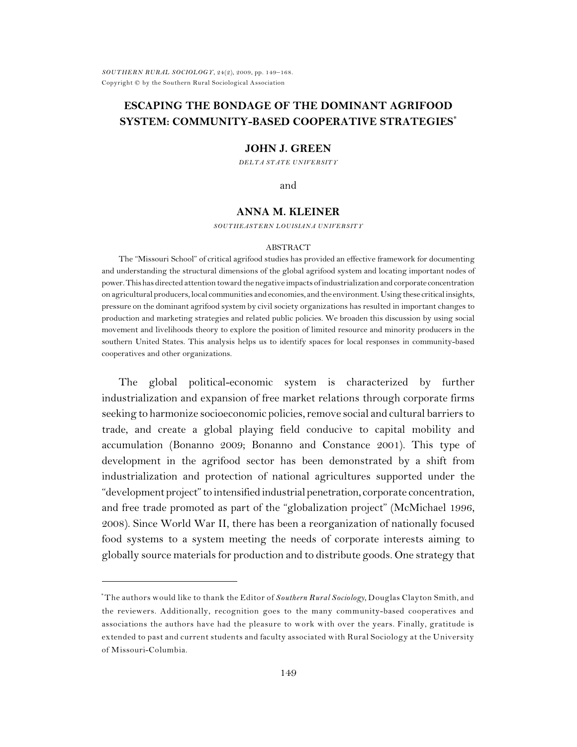# ESCAPING THE BONDAGE OF THE DOMINANT AGRIFOOD SYSTEM: COMMUNITY-BASED COOPERATIVE STRATEGIES*

**JOHN J. GREEN**

*DELTA STATE UNIVERSITY*

and

**ANNA M. KLEINER**

*SOUTHEASTERN LOUISIANA UNIVERSITY*

## ABSTRACT

The "Missouri School" of critical agrifood studies has provided an effective framework for documenting and understanding the structural dimensions of the global agrifood system and locating important nodes of power. This has directed attention toward the negative impacts of industrialization and corporate concentration on agricultural producers, local communities and economies, and the environment. Using these critical insights, pressure on the dominant agrifood system by civil society organizations has resulted in important changes to production and marketing strategies and related public policies. We broaden this discussion by using social movement and livelihoods theory to explore the position of limited resource and minority producers in the southern United States. This analysis helps us to identify spaces for local responses in community-based cooperatives and other organizations.

The global political-economic system is characterized by further industrialization and expansion of free market relations through corporate firms seeking to harmonize socioeconomic policies, remove social and cultural barriers to trade, and create a global playing field conducive to capital mobility and accumulation (Bonanno 2009; Bonanno and Constance 2001). This type of development in the agrifood sector has been demonstrated by a shift from industrialization and protection of national agricultures supported under the "development project" to intensified industrial penetration, corporate concentration, and free trade promoted as part of the "globalization project" (McMichael 1996, 2008). Since World War II, there has been a reorganization of nationally focused food systems to a system meeting the needs of corporate interests aiming to globally source materials for production and to distribute goods. One strategy that

---

*The authors would like to thank the Editor of *Southern Rural Sociology*, Douglas Clayton Smith, and the reviewers. Additionally, recognition goes to the many community-based cooperatives and associations the authors have had the pleasure to work with over the years. Finally, gratitude is extended to past and current students and faculty associated with Rural Sociology at the University of Missouri-Columbia.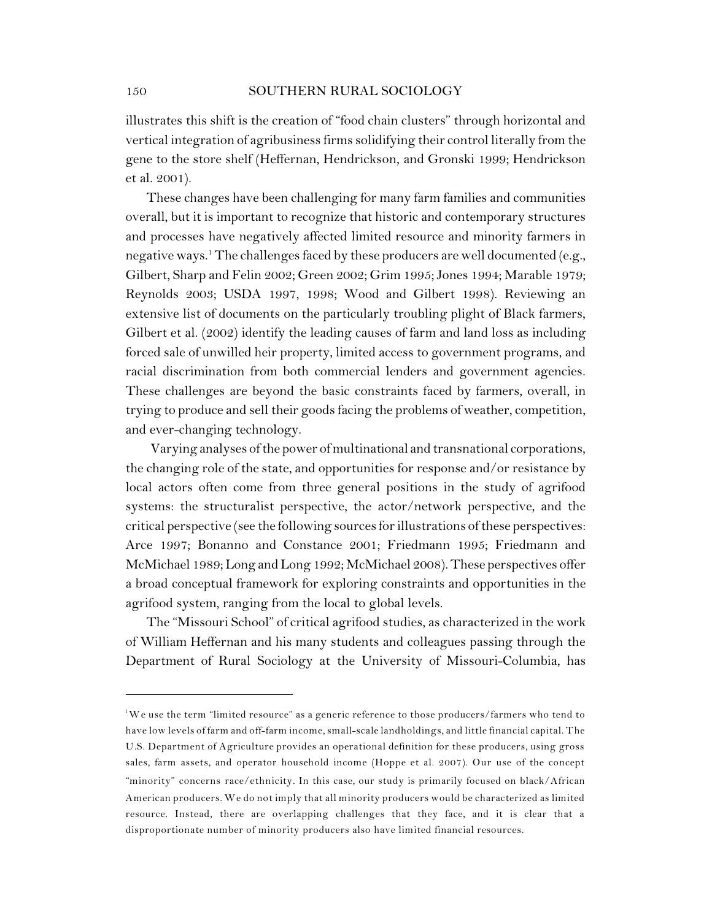illustrates this shift is the creation of "food chain clusters" through horizontal and vertical integration of agribusiness firms solidifying their control literally from the gene to the store shelf (Heffernan, Hendrickson, and Gronski 1999; Hendrickson et al. 2001).

These changes have been challenging for many farm families and communities overall, but it is important to recognize that historic and contemporary structures and processes have negatively affected limited resource and minority farmers in negative ways.[1] The challenges faced by these producers are well documented (e.g., Gilbert, Sharp and Felin 2002; Green 2002; Grim 1995; Jones 1994; Marable 1979; Reynolds 2003; USDA 1997, 1998; Wood and Gilbert 1998). Reviewing an extensive list of documents on the particularly troubling plight of Black farmers, Gilbert et al. (2002) identify the leading causes of farm and land loss as including forced sale of unwilled heir property, limited access to government programs, and racial discrimination from both commercial lenders and government agencies. These challenges are beyond the basic constraints faced by farmers, overall, in trying to produce and sell their goods facing the problems of weather, competition, and ever-changing technology.

Varying analyses of the power of multinational and transnational corporations, the changing role of the state, and opportunities for response and/or resistance by local actors often come from three general positions in the study of agrifood systems: the structuralist perspective, the actor/network perspective, and the critical perspective (see the following sources for illustrations of these perspectives: Arce 1997; Bonanno and Constance 2001; Friedmann 1995; Friedmann and McMichael 1989; Long and Long 1992; McMichael 2008). These perspectives offer a broad conceptual framework for exploring constraints and opportunities in the agrifood system, ranging from the local to global levels.

The "Missouri School" of critical agrifood studies, as characterized in the work of William Heffernan and his many students and colleagues passing through the Department of Rural Sociology at the University of Missouri-Columbia, has

[1] We use the term "limited resource" as a generic reference to those producers/farmers who tend to have low levels of farm and off-farm income, small-scale landholdings, and little financial capital. The U.S. Department of Agriculture provides an operational definition for these producers, using gross sales, farm assets, and operator household income (Hoppe et al. 2007). Our use of the concept "minority" concerns race/ethnicity. In this case, our study is primarily focused on black/African American producers. We do not imply that all minority producers would be characterized as limited resource. Instead, there are overlapping challenges that they face, and it is clear that a disproportionate number of minority producers also have limited financial resources.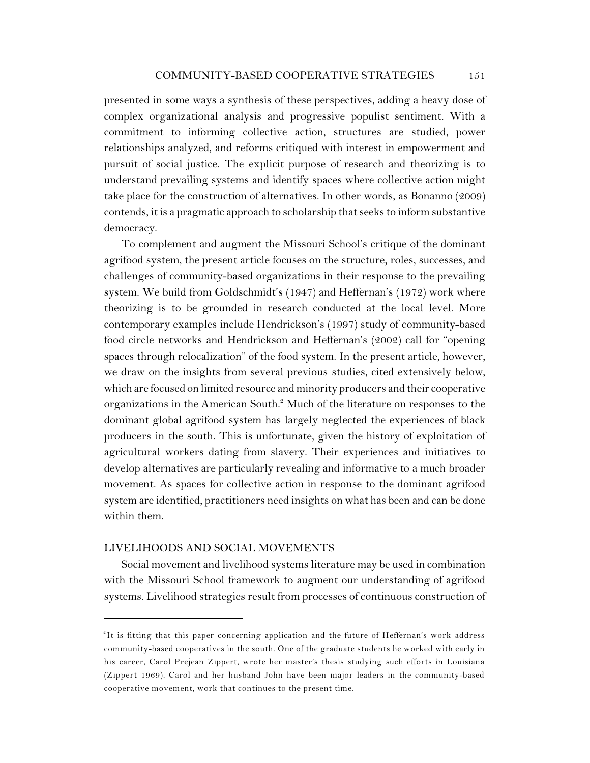presented in some ways a synthesis of these perspectives, adding a heavy dose of complex organizational analysis and progressive populist sentiment. With a commitment to informing collective action, structures are studied, power relationships analyzed, and reforms critiqued with interest in empowerment and pursuit of social justice. The explicit purpose of research and theorizing is to understand prevailing systems and identify spaces where collective action might take place for the construction of alternatives. In other words, as Bonanno (2009) contends, it is a pragmatic approach to scholarship that seeks to inform substantive democracy.

To complement and augment the Missouri School's critique of the dominant agrifood system, the present article focuses on the structure, roles, successes, and challenges of community-based organizations in their response to the prevailing system. We build from Goldschmidt's (1947) and Heffernan's (1972) work where theorizing is to be grounded in research conducted at the local level. More contemporary examples include Hendrickson's (1997) study of community-based food circle networks and Hendrickson and Heffernan's (2002) call for "opening spaces through relocalization" of the food system. In the present article, however, we draw on the insights from several previous studies, cited extensively below, which are focused on limited resource and minority producers and their cooperative organizations in the American South.[2] Much of the literature on responses to the dominant global agrifood system has largely neglected the experiences of black producers in the south. This is unfortunate, given the history of exploitation of agricultural workers dating from slavery. Their experiences and initiatives to develop alternatives are particularly revealing and informative to a much broader movement. As spaces for collective action in response to the dominant agrifood system are identified, practitioners need insights on what has been and can be done within them.

## LIVELIHOODS AND SOCIAL MOVEMENTS

Social movement and livelihood systems literature may be used in combination with the Missouri School framework to augment our understanding of agrifood systems. Livelihood strategies result from processes of continuous construction of

---

[2] It is fitting that this paper concerning application and the future of Heffernan's work address community-based cooperatives in the south. One of the graduate students he worked with early in his career, Carol Prejean Zippert, wrote her master's thesis studying such efforts in Louisiana (Zippert 1969). Carol and her husband John have been major leaders in the community-based cooperative movement, work that continues to the present time.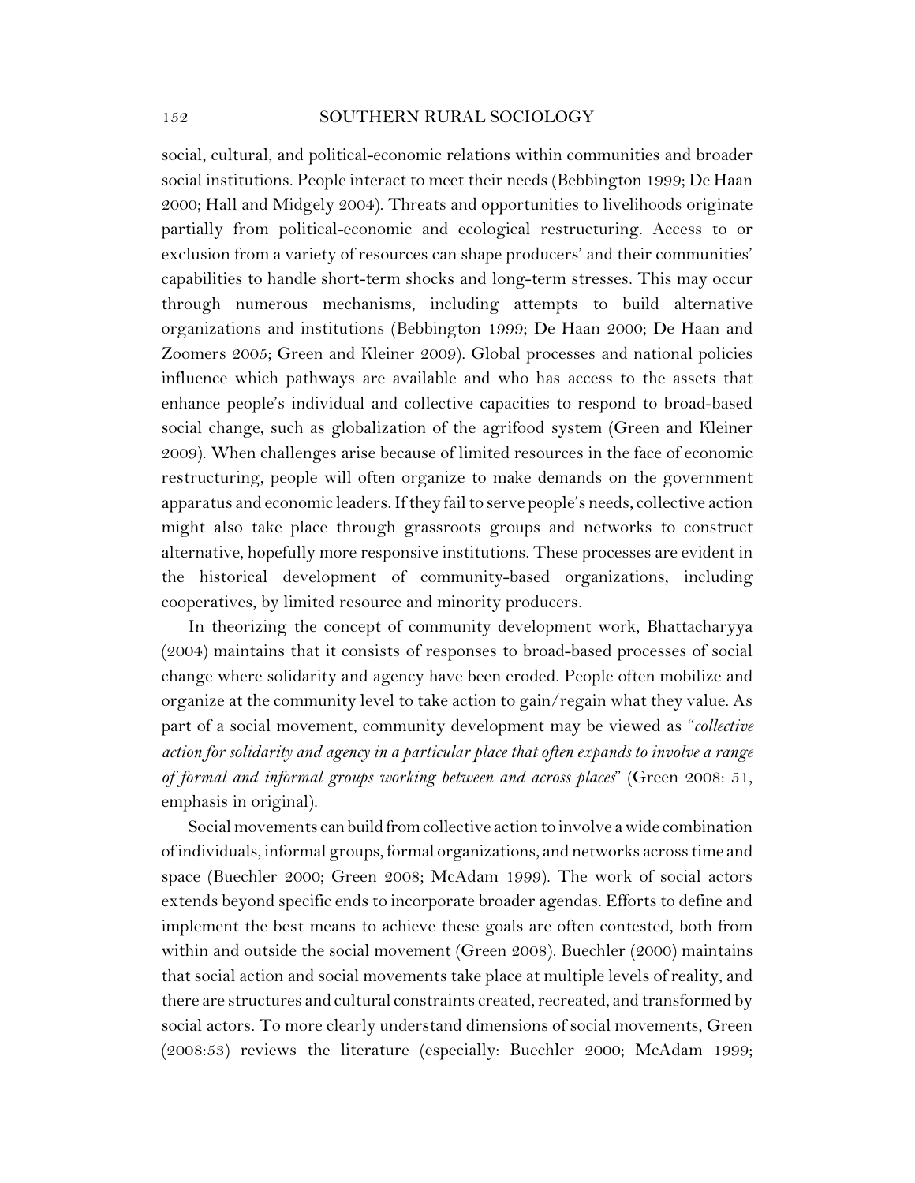social, cultural, and political-economic relations within communities and broader social institutions. People interact to meet their needs (Bebbington 1999; De Haan 2000; Hall and Midgely 2004). Threats and opportunities to livelihoods originate partially from political-economic and ecological restructuring. Access to or exclusion from a variety of resources can shape producers' and their communities' capabilities to handle short-term shocks and long-term stresses. This may occur through numerous mechanisms, including attempts to build alternative organizations and institutions (Bebbington 1999; De Haan 2000; De Haan and Zoomers 2005; Green and Kleiner 2009). Global processes and national policies influence which pathways are available and who has access to the assets that enhance people's individual and collective capacities to respond to broad-based social change, such as globalization of the agrifood system (Green and Kleiner 2009). When challenges arise because of limited resources in the face of economic restructuring, people will often organize to make demands on the government apparatus and economic leaders. If they fail to serve people's needs, collective action might also take place through grassroots groups and networks to construct alternative, hopefully more responsive institutions. These processes are evident in the historical development of community-based organizations, including cooperatives, by limited resource and minority producers.

In theorizing the concept of community development work, Bhattacharyya (2004) maintains that it consists of responses to broad-based processes of social change where solidarity and agency have been eroded. People often mobilize and organize at the community level to take action to gain/regain what they value. As part of a social movement, community development may be viewed as "*collective action for solidarity and agency in a particular place that often expands to involve a range of formal and informal groups working between and across places*" (Green 2008: 51, emphasis in original).

Social movements can build from collective action to involve a wide combination of individuals, informal groups, formal organizations, and networks across time and space (Buechler 2000; Green 2008; McAdam 1999). The work of social actors extends beyond specific ends to incorporate broader agendas. Efforts to define and implement the best means to achieve these goals are often contested, both from within and outside the social movement (Green 2008). Buechler (2000) maintains that social action and social movements take place at multiple levels of reality, and there are structures and cultural constraints created, recreated, and transformed by social actors. To more clearly understand dimensions of social movements, Green (2008:53) reviews the literature (especially: Buechler 2000; McAdam 1999;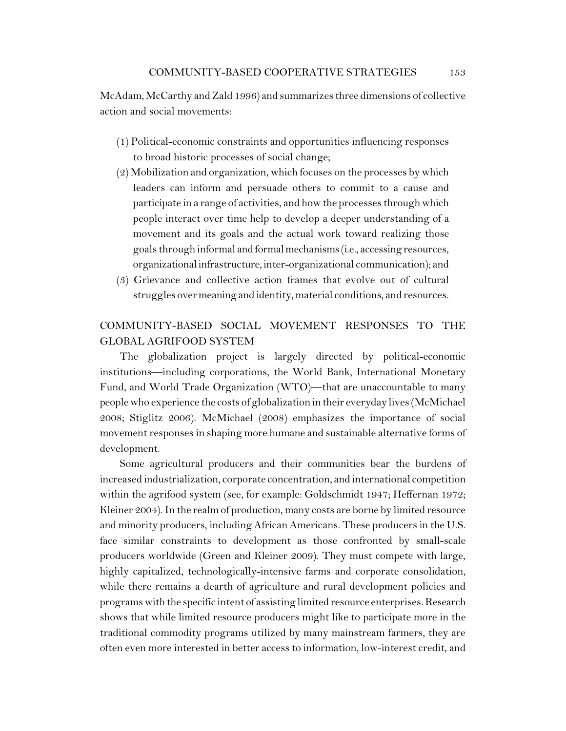McAdam, McCarthy and Zald 1996) and summarizes three dimensions of collective action and social movements:

(1) Political-economic constraints and opportunities influencing responses to broad historic processes of social change;

(2) Mobilization and organization, which focuses on the processes by which leaders can inform and persuade others to commit to a cause and participate in a range of activities, and how the processes through which people interact over time help to develop a deeper understanding of a movement and its goals and the actual work toward realizing those goals through informal and formal mechanisms (i.e., accessing resources, organizational infrastructure, inter-organizational communication); and

(3) Grievance and collective action frames that evolve out of cultural struggles over meaning and identity, material conditions, and resources.

## COMMUNITY-BASED SOCIAL MOVEMENT RESPONSES TO THE GLOBAL AGRIFOOD SYSTEM

The globalization project is largely directed by political-economic institutions—including corporations, the World Bank, International Monetary Fund, and World Trade Organization (WTO)—that are unaccountable to many people who experience the costs of globalization in their everyday lives (McMichael 2008; Stiglitz 2006). McMichael (2008) emphasizes the importance of social movement responses in shaping more humane and sustainable alternative forms of development.

Some agricultural producers and their communities bear the burdens of increased industrialization, corporate concentration, and international competition within the agrifood system (see, for example: Goldschmidt 1947; Heffernan 1972; Kleiner 2004). In the realm of production, many costs are borne by limited resource and minority producers, including African Americans. These producers in the U.S. face similar constraints to development as those confronted by small-scale producers worldwide (Green and Kleiner 2009). They must compete with large, highly capitalized, technologically-intensive farms and corporate consolidation, while there remains a dearth of agriculture and rural development policies and programs with the specific intent of assisting limited resource enterprises. Research shows that while limited resource producers might like to participate more in the traditional commodity programs utilized by many mainstream farmers, they are often even more interested in better access to information, low-interest credit, and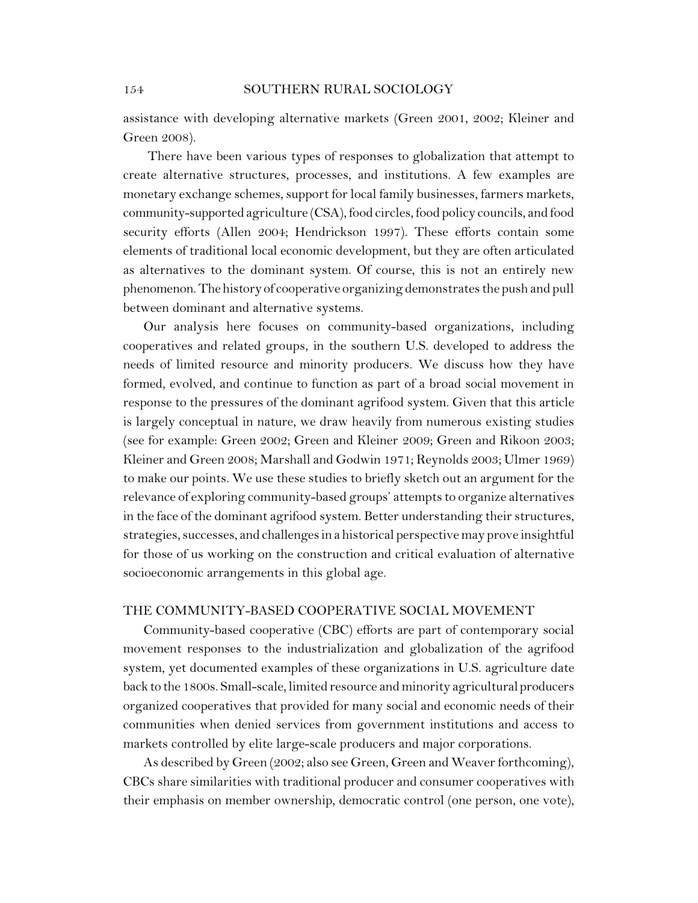assistance with developing alternative markets (Green 2001, 2002; Kleiner and Green 2008).

There have been various types of responses to globalization that attempt to create alternative structures, processes, and institutions. A few examples are monetary exchange schemes, support for local family businesses, farmers markets, community-supported agriculture (CSA), food circles, food policy councils, and food security efforts (Allen 2004; Hendrickson 1997). These efforts contain some elements of traditional local economic development, but they are often articulated as alternatives to the dominant system. Of course, this is not an entirely new phenomenon. The history of cooperative organizing demonstrates the push and pull between dominant and alternative systems.

Our analysis here focuses on community-based organizations, including cooperatives and related groups, in the southern U.S. developed to address the needs of limited resource and minority producers. We discuss how they have formed, evolved, and continue to function as part of a broad social movement in response to the pressures of the dominant agrifood system. Given that this article is largely conceptual in nature, we draw heavily from numerous existing studies (see for example: Green 2002; Green and Kleiner 2009; Green and Rikoon 2003; Kleiner and Green 2008; Marshall and Godwin 1971; Reynolds 2003; Ulmer 1969) to make our points. We use these studies to briefly sketch out an argument for the relevance of exploring community-based groups' attempts to organize alternatives in the face of the dominant agrifood system. Better understanding their structures, strategies, successes, and challenges in a historical perspective may prove insightful for those of us working on the construction and critical evaluation of alternative socioeconomic arrangements in this global age.

## THE COMMUNITY-BASED COOPERATIVE SOCIAL MOVEMENT

Community-based cooperative (CBC) efforts are part of contemporary social movement responses to the industrialization and globalization of the agrifood system, yet documented examples of these organizations in U.S. agriculture date back to the 1800s. Small-scale, limited resource and minority agricultural producers organized cooperatives that provided for many social and economic needs of their communities when denied services from government institutions and access to markets controlled by elite large-scale producers and major corporations.

As described by Green (2002; also see Green, Green and Weaver forthcoming), CBCs share similarities with traditional producer and consumer cooperatives with their emphasis on member ownership, democratic control (one person, one vote),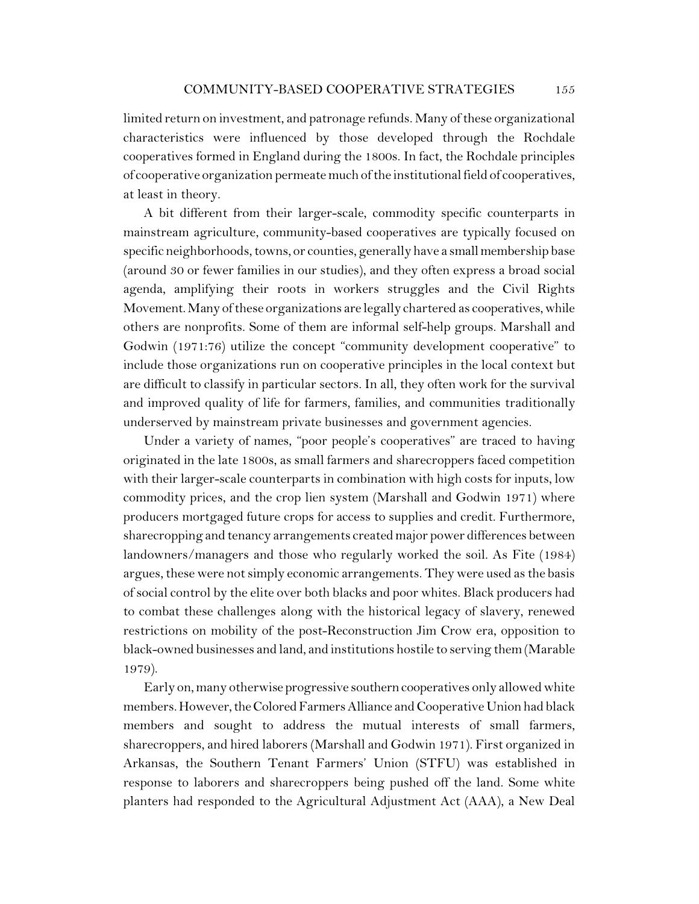limited return on investment, and patronage refunds. Many of these organizational characteristics were influenced by those developed through the Rochdale cooperatives formed in England during the 1800s. In fact, the Rochdale principles of cooperative organization permeate much of the institutional field of cooperatives, at least in theory.

A bit different from their larger-scale, commodity specific counterparts in mainstream agriculture, community-based cooperatives are typically focused on specific neighborhoods, towns, or counties, generally have a small membership base (around 30 or fewer families in our studies), and they often express a broad social agenda, amplifying their roots in workers struggles and the Civil Rights Movement. Many of these organizations are legally chartered as cooperatives, while others are nonprofits. Some of them are informal self-help groups. Marshall and Godwin (1971:76) utilize the concept "community development cooperative" to include those organizations run on cooperative principles in the local context but are difficult to classify in particular sectors. In all, they often work for the survival and improved quality of life for farmers, families, and communities traditionally underserved by mainstream private businesses and government agencies.

Under a variety of names, "poor people's cooperatives" are traced to having originated in the late 1800s, as small farmers and sharecroppers faced competition with their larger-scale counterparts in combination with high costs for inputs, low commodity prices, and the crop lien system (Marshall and Godwin 1971) where producers mortgaged future crops for access to supplies and credit. Furthermore, sharecropping and tenancy arrangements created major power differences between landowners/managers and those who regularly worked the soil. As Fite (1984) argues, these were not simply economic arrangements. They were used as the basis of social control by the elite over both blacks and poor whites. Black producers had to combat these challenges along with the historical legacy of slavery, renewed restrictions on mobility of the post-Reconstruction Jim Crow era, opposition to black-owned businesses and land, and institutions hostile to serving them (Marable 1979).

Early on, many otherwise progressive southern cooperatives only allowed white members. However, the Colored Farmers Alliance and Cooperative Union had black members and sought to address the mutual interests of small farmers, sharecroppers, and hired laborers (Marshall and Godwin 1971). First organized in Arkansas, the Southern Tenant Farmers' Union (STFU) was established in response to laborers and sharecroppers being pushed off the land. Some white planters had responded to the Agricultural Adjustment Act (AAA), a New Deal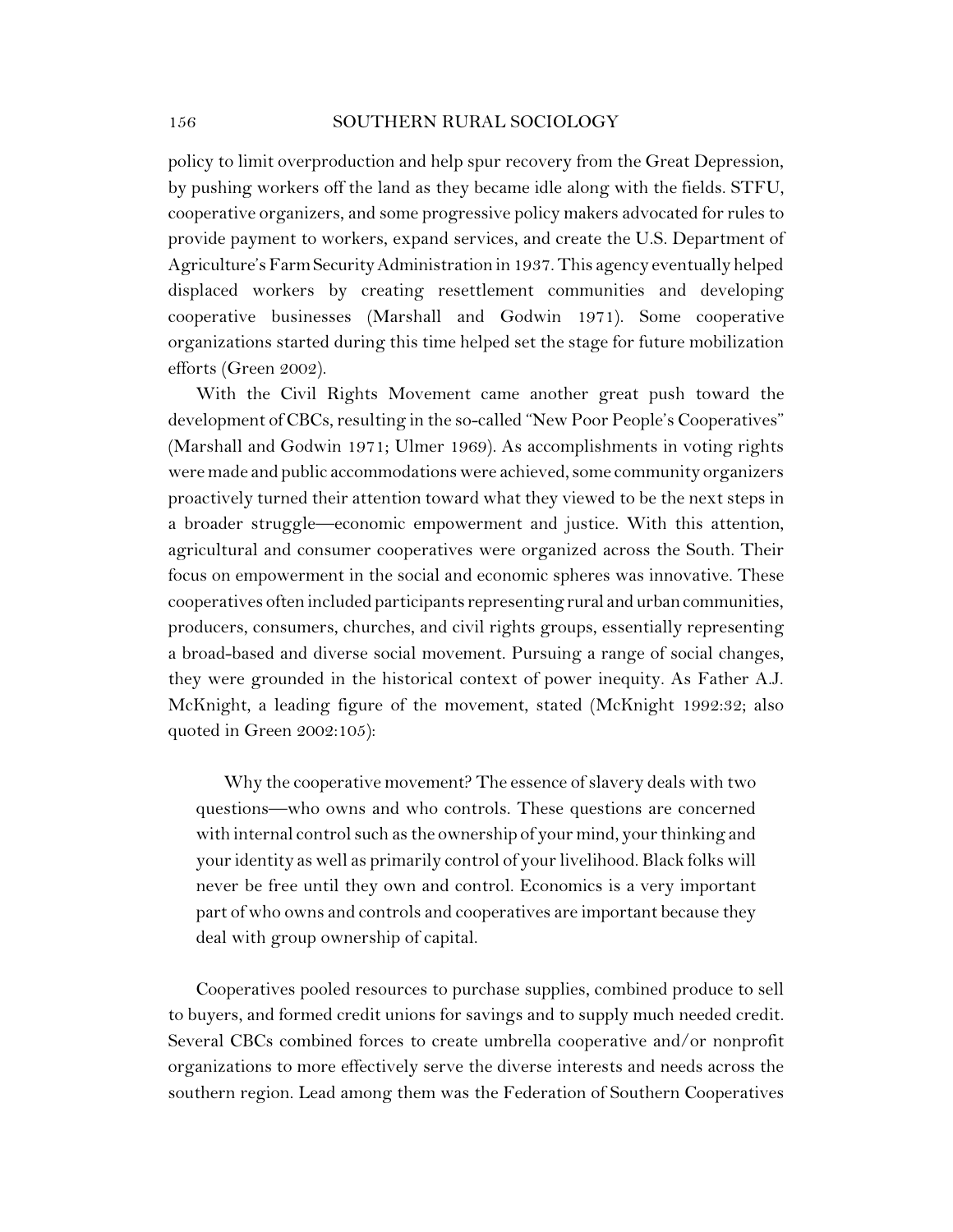policy to limit overproduction and help spur recovery from the Great Depression, by pushing workers off the land as they became idle along with the fields. STFU, cooperative organizers, and some progressive policy makers advocated for rules to provide payment to workers, expand services, and create the U.S. Department of Agriculture's Farm Security Administration in 1937. This agency eventually helped displaced workers by creating resettlement communities and developing cooperative businesses (Marshall and Godwin 1971). Some cooperative organizations started during this time helped set the stage for future mobilization efforts (Green 2002).

With the Civil Rights Movement came another great push toward the development of CBCs, resulting in the so-called "New Poor People's Cooperatives" (Marshall and Godwin 1971; Ulmer 1969). As accomplishments in voting rights were made and public accommodations were achieved, some community organizers proactively turned their attention toward what they viewed to be the next steps in a broader struggle—economic empowerment and justice. With this attention, agricultural and consumer cooperatives were organized across the South. Their focus on empowerment in the social and economic spheres was innovative. These cooperatives often included participants representing rural and urban communities, producers, consumers, churches, and civil rights groups, essentially representing a broad-based and diverse social movement. Pursuing a range of social changes, they were grounded in the historical context of power inequity. As Father A.J. McKnight, a leading figure of the movement, stated (McKnight 1992:32; also quoted in Green 2002:105):

> Why the cooperative movement? The essence of slavery deals with two questions—who owns and who controls. These questions are concerned with internal control such as the ownership of your mind, your thinking and your identity as well as primarily control of your livelihood. Black folks will never be free until they own and control. Economics is a very important part of who owns and controls and cooperatives are important because they deal with group ownership of capital.

Cooperatives pooled resources to purchase supplies, combined produce to sell to buyers, and formed credit unions for savings and to supply much needed credit. Several CBCs combined forces to create umbrella cooperative and/or nonprofit organizations to more effectively serve the diverse interests and needs across the southern region. Lead among them was the Federation of Southern Cooperatives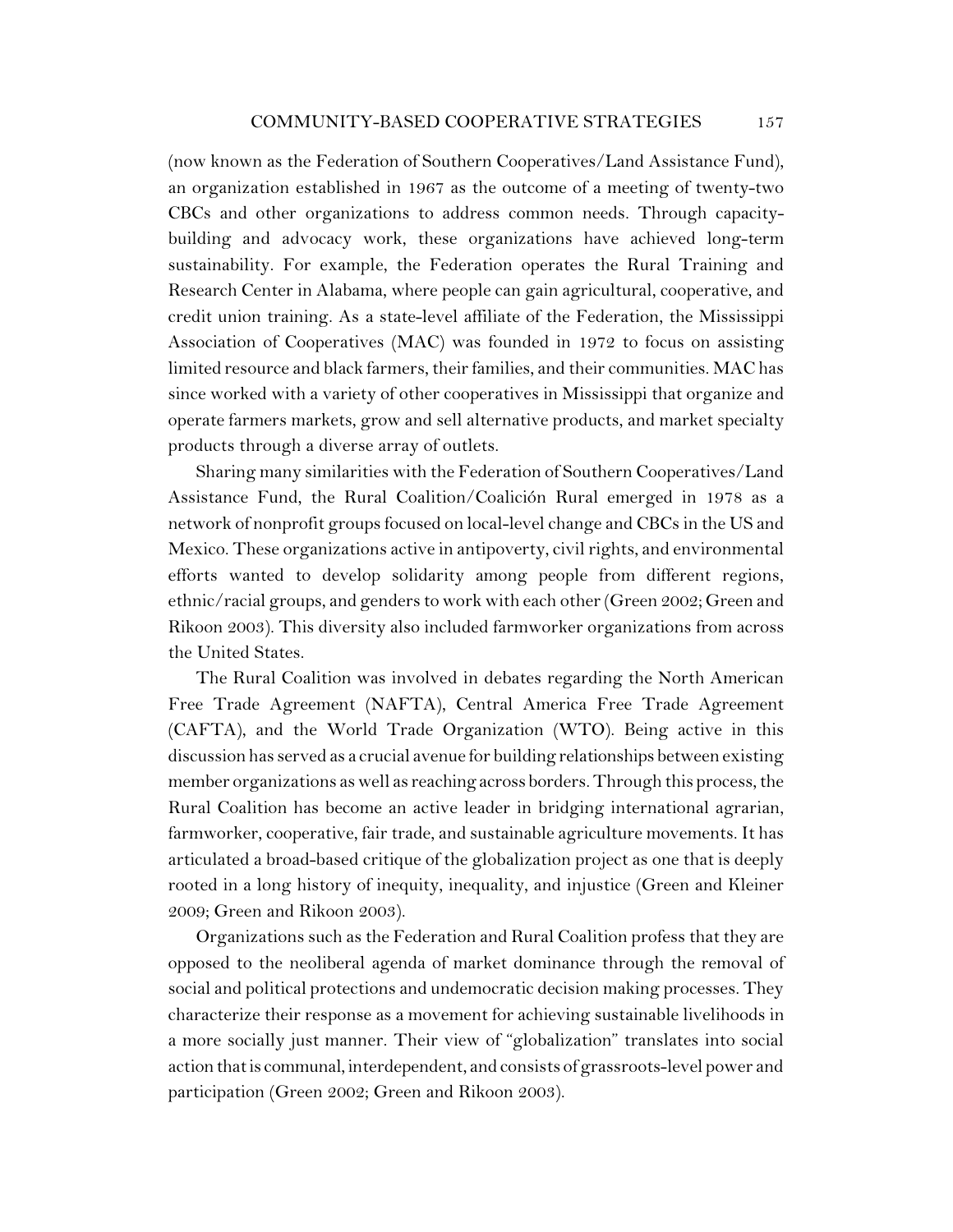(now known as the Federation of Southern Cooperatives/Land Assistance Fund), an organization established in 1967 as the outcome of a meeting of twenty-two CBCs and other organizations to address common needs. Through capacity-building and advocacy work, these organizations have achieved long-term sustainability. For example, the Federation operates the Rural Training and Research Center in Alabama, where people can gain agricultural, cooperative, and credit union training. As a state-level affiliate of the Federation, the Mississippi Association of Cooperatives (MAC) was founded in 1972 to focus on assisting limited resource and black farmers, their families, and their communities. MAC has since worked with a variety of other cooperatives in Mississippi that organize and operate farmers markets, grow and sell alternative products, and market specialty products through a diverse array of outlets.

Sharing many similarities with the Federation of Southern Cooperatives/Land Assistance Fund, the Rural Coalition/Coalición Rural emerged in 1978 as a network of nonprofit groups focused on local-level change and CBCs in the US and Mexico. These organizations active in antipoverty, civil rights, and environmental efforts wanted to develop solidarity among people from different regions, ethnic/racial groups, and genders to work with each other (Green 2002; Green and Rikoon 2003). This diversity also included farmworker organizations from across the United States.

The Rural Coalition was involved in debates regarding the North American Free Trade Agreement (NAFTA), Central America Free Trade Agreement (CAFTA), and the World Trade Organization (WTO). Being active in this discussion has served as a crucial avenue for building relationships between existing member organizations as well as reaching across borders. Through this process, the Rural Coalition has become an active leader in bridging international agrarian, farmworker, cooperative, fair trade, and sustainable agriculture movements. It has articulated a broad-based critique of the globalization project as one that is deeply rooted in a long history of inequity, inequality, and injustice (Green and Kleiner 2009; Green and Rikoon 2003).

Organizations such as the Federation and Rural Coalition profess that they are opposed to the neoliberal agenda of market dominance through the removal of social and political protections and undemocratic decision making processes. They characterize their response as a movement for achieving sustainable livelihoods in a more socially just manner. Their view of "globalization" translates into social action that is communal, interdependent, and consists of grassroots-level power and participation (Green 2002; Green and Rikoon 2003).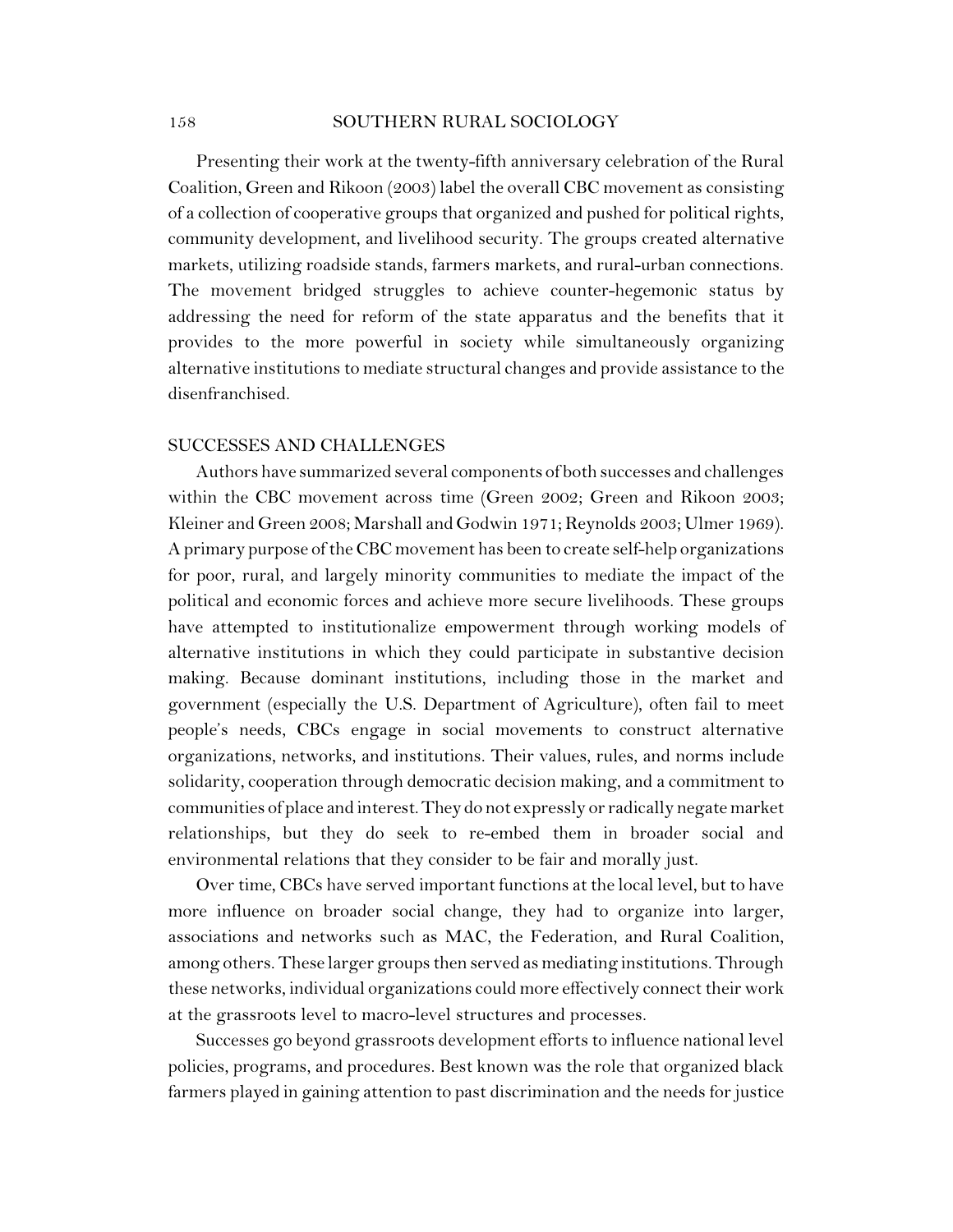Presenting their work at the twenty-fifth anniversary celebration of the Rural Coalition, Green and Rikoon (2003) label the overall CBC movement as consisting of a collection of cooperative groups that organized and pushed for political rights, community development, and livelihood security. The groups created alternative markets, utilizing roadside stands, farmers markets, and rural-urban connections. The movement bridged struggles to achieve counter-hegemonic status by addressing the need for reform of the state apparatus and the benefits that it provides to the more powerful in society while simultaneously organizing alternative institutions to mediate structural changes and provide assistance to the disenfranchised.

## SUCCESSES AND CHALLENGES

Authors have summarized several components of both successes and challenges within the CBC movement across time (Green 2002; Green and Rikoon 2003; Kleiner and Green 2008; Marshall and Godwin 1971; Reynolds 2003; Ulmer 1969). A primary purpose of the CBC movement has been to create self-help organizations for poor, rural, and largely minority communities to mediate the impact of the political and economic forces and achieve more secure livelihoods. These groups have attempted to institutionalize empowerment through working models of alternative institutions in which they could participate in substantive decision making. Because dominant institutions, including those in the market and government (especially the U.S. Department of Agriculture), often fail to meet people's needs, CBCs engage in social movements to construct alternative organizations, networks, and institutions. Their values, rules, and norms include solidarity, cooperation through democratic decision making, and a commitment to communities of place and interest. They do not expressly or radically negate market relationships, but they do seek to re-embed them in broader social and environmental relations that they consider to be fair and morally just.

Over time, CBCs have served important functions at the local level, but to have more influence on broader social change, they had to organize into larger, associations and networks such as MAC, the Federation, and Rural Coalition, among others. These larger groups then served as mediating institutions. Through these networks, individual organizations could more effectively connect their work at the grassroots level to macro-level structures and processes.

Successes go beyond grassroots development efforts to influence national level policies, programs, and procedures. Best known was the role that organized black farmers played in gaining attention to past discrimination and the needs for justice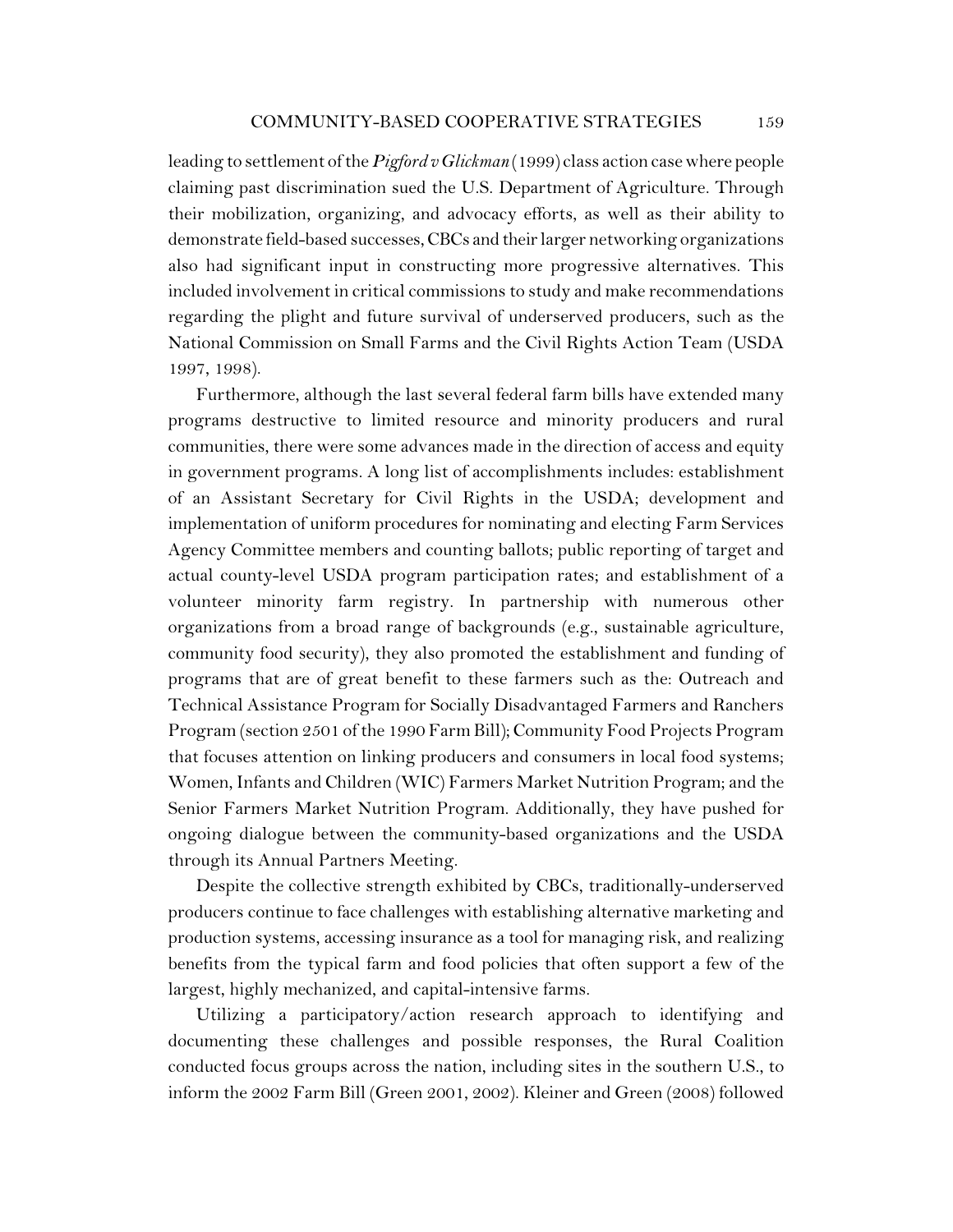leading to settlement of the *Pigford v Glickman* (1999) class action case where people claiming past discrimination sued the U.S. Department of Agriculture. Through their mobilization, organizing, and advocacy efforts, as well as their ability to demonstrate field-based successes, CBCs and their larger networking organizations also had significant input in constructing more progressive alternatives. This included involvement in critical commissions to study and make recommendations regarding the plight and future survival of underserved producers, such as the National Commission on Small Farms and the Civil Rights Action Team (USDA 1997, 1998).

Furthermore, although the last several federal farm bills have extended many programs destructive to limited resource and minority producers and rural communities, there were some advances made in the direction of access and equity in government programs. A long list of accomplishments includes: establishment of an Assistant Secretary for Civil Rights in the USDA; development and implementation of uniform procedures for nominating and electing Farm Services Agency Committee members and counting ballots; public reporting of target and actual county-level USDA program participation rates; and establishment of a volunteer minority farm registry. In partnership with numerous other organizations from a broad range of backgrounds (e.g., sustainable agriculture, community food security), they also promoted the establishment and funding of programs that are of great benefit to these farmers such as the: Outreach and Technical Assistance Program for Socially Disadvantaged Farmers and Ranchers Program (section 2501 of the 1990 Farm Bill); Community Food Projects Program that focuses attention on linking producers and consumers in local food systems; Women, Infants and Children (WIC) Farmers Market Nutrition Program; and the Senior Farmers Market Nutrition Program. Additionally, they have pushed for ongoing dialogue between the community-based organizations and the USDA through its Annual Partners Meeting.

Despite the collective strength exhibited by CBCs, traditionally-underserved producers continue to face challenges with establishing alternative marketing and production systems, accessing insurance as a tool for managing risk, and realizing benefits from the typical farm and food policies that often support a few of the largest, highly mechanized, and capital-intensive farms.

Utilizing a participatory/action research approach to identifying and documenting these challenges and possible responses, the Rural Coalition conducted focus groups across the nation, including sites in the southern U.S., to inform the 2002 Farm Bill (Green 2001, 2002). Kleiner and Green (2008) followed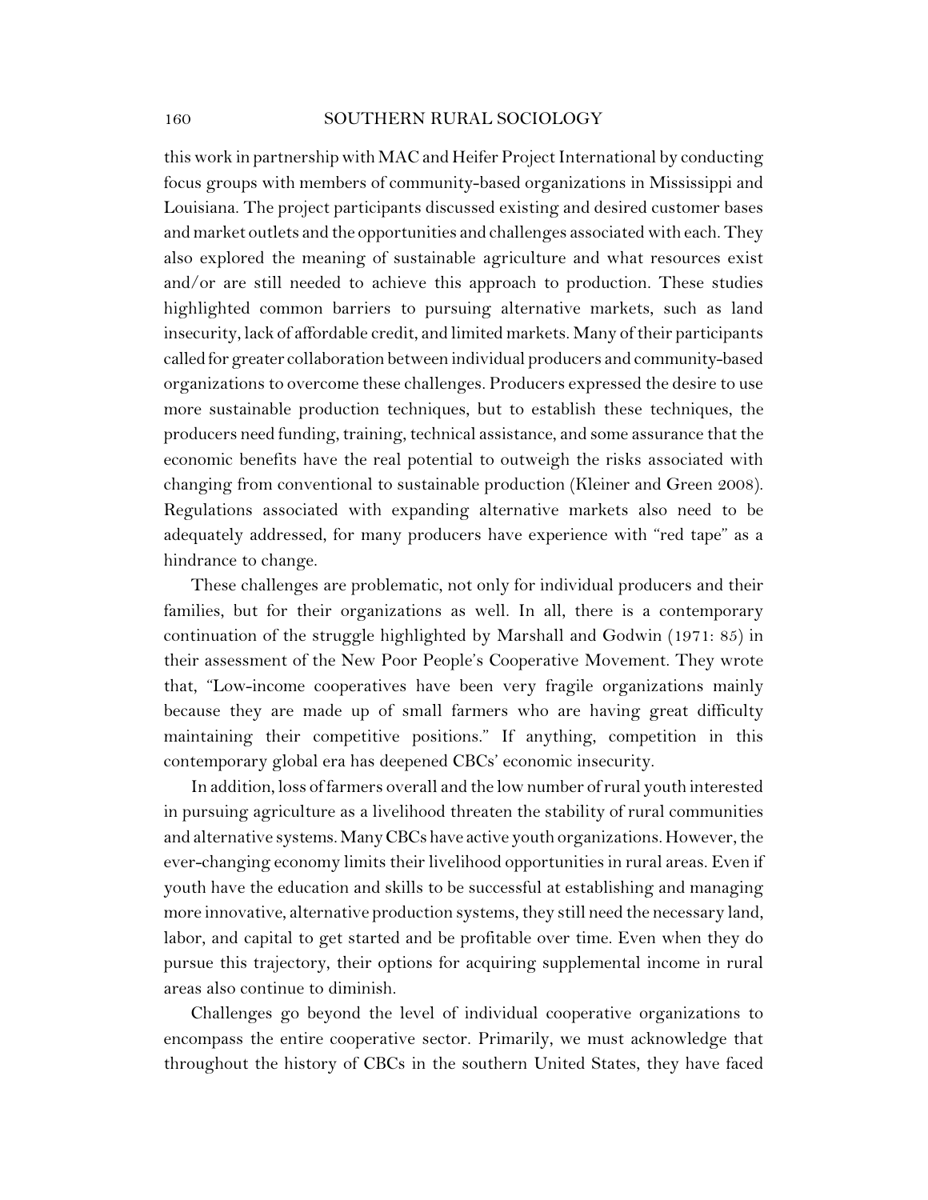this work in partnership with MAC and Heifer Project International by conducting focus groups with members of community-based organizations in Mississippi and Louisiana. The project participants discussed existing and desired customer bases and market outlets and the opportunities and challenges associated with each. They also explored the meaning of sustainable agriculture and what resources exist and/or are still needed to achieve this approach to production. These studies highlighted common barriers to pursuing alternative markets, such as land insecurity, lack of affordable credit, and limited markets. Many of their participants called for greater collaboration between individual producers and community-based organizations to overcome these challenges. Producers expressed the desire to use more sustainable production techniques, but to establish these techniques, the producers need funding, training, technical assistance, and some assurance that the economic benefits have the real potential to outweigh the risks associated with changing from conventional to sustainable production (Kleiner and Green 2008). Regulations associated with expanding alternative markets also need to be adequately addressed, for many producers have experience with "red tape" as a hindrance to change.

These challenges are problematic, not only for individual producers and their families, but for their organizations as well. In all, there is a contemporary continuation of the struggle highlighted by Marshall and Godwin (1971: 85) in their assessment of the New Poor People's Cooperative Movement. They wrote that, "Low-income cooperatives have been very fragile organizations mainly because they are made up of small farmers who are having great difficulty maintaining their competitive positions." If anything, competition in this contemporary global era has deepened CBCs' economic insecurity.

In addition, loss of farmers overall and the low number of rural youth interested in pursuing agriculture as a livelihood threaten the stability of rural communities and alternative systems. Many CBCs have active youth organizations. However, the ever-changing economy limits their livelihood opportunities in rural areas. Even if youth have the education and skills to be successful at establishing and managing more innovative, alternative production systems, they still need the necessary land, labor, and capital to get started and be profitable over time. Even when they do pursue this trajectory, their options for acquiring supplemental income in rural areas also continue to diminish.

Challenges go beyond the level of individual cooperative organizations to encompass the entire cooperative sector. Primarily, we must acknowledge that throughout the history of CBCs in the southern United States, they have faced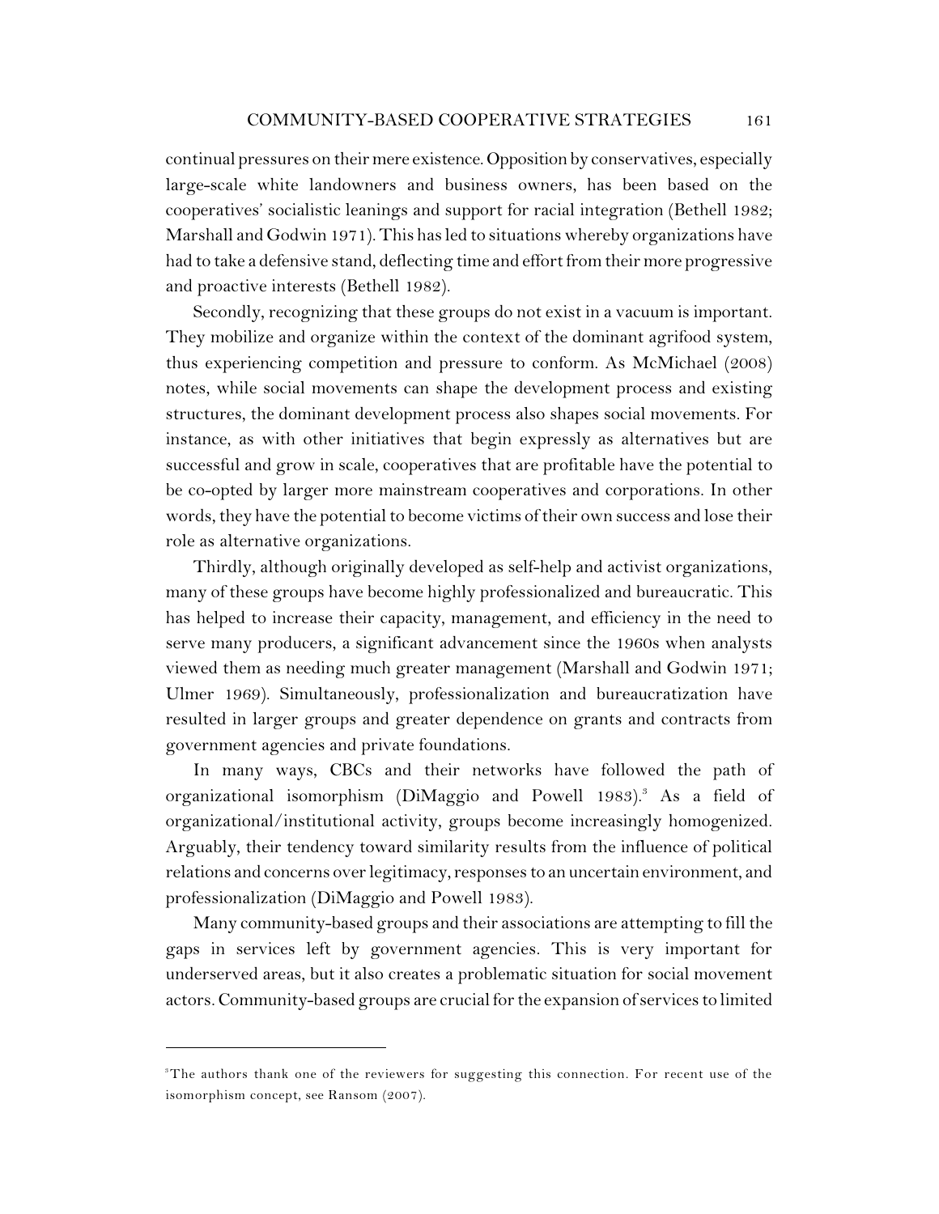continual pressures on their mere existence. Opposition by conservatives, especially large-scale white landowners and business owners, has been based on the cooperatives' socialistic leanings and support for racial integration (Bethell 1982; Marshall and Godwin 1971). This has led to situations whereby organizations have had to take a defensive stand, deflecting time and effort from their more progressive and proactive interests (Bethell 1982).

Secondly, recognizing that these groups do not exist in a vacuum is important. They mobilize and organize within the context of the dominant agrifood system, thus experiencing competition and pressure to conform. As McMichael (2008) notes, while social movements can shape the development process and existing structures, the dominant development process also shapes social movements. For instance, as with other initiatives that begin expressly as alternatives but are successful and grow in scale, cooperatives that are profitable have the potential to be co-opted by larger more mainstream cooperatives and corporations. In other words, they have the potential to become victims of their own success and lose their role as alternative organizations.

Thirdly, although originally developed as self-help and activist organizations, many of these groups have become highly professionalized and bureaucratic. This has helped to increase their capacity, management, and efficiency in the need to serve many producers, a significant advancement since the 1960s when analysts viewed them as needing much greater management (Marshall and Godwin 1971; Ulmer 1969). Simultaneously, professionalization and bureaucratization have resulted in larger groups and greater dependence on grants and contracts from government agencies and private foundations.

In many ways, CBCs and their networks have followed the path of organizational isomorphism (DiMaggio and Powell 1983).[3] As a field of organizational/institutional activity, groups become increasingly homogenized. Arguably, their tendency toward similarity results from the influence of political relations and concerns over legitimacy, responses to an uncertain environment, and professionalization (DiMaggio and Powell 1983).

Many community-based groups and their associations are attempting to fill the gaps in services left by government agencies. This is very important for underserved areas, but it also creates a problematic situation for social movement actors. Community-based groups are crucial for the expansion of services to limited

---

[3] The authors thank one of the reviewers for suggesting this connection. For recent use of the isomorphism concept, see Ransom (2007).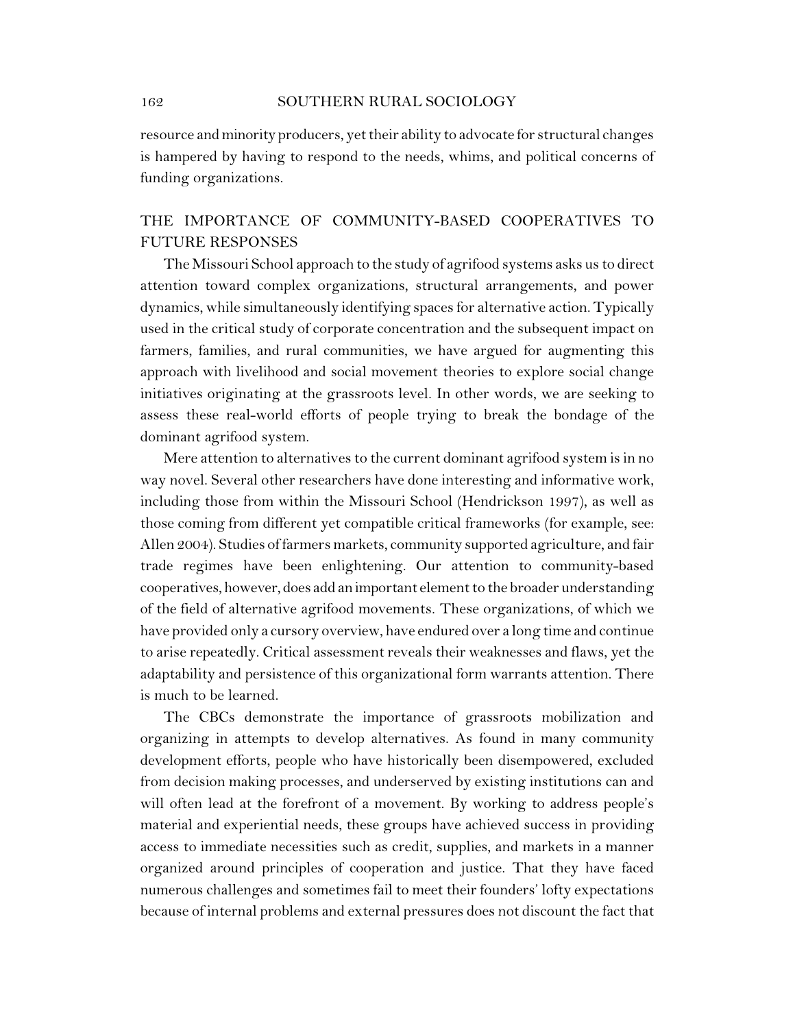resource and minority producers, yet their ability to advocate for structural changes is hampered by having to respond to the needs, whims, and political concerns of funding organizations.

## THE IMPORTANCE OF COMMUNITY-BASED COOPERATIVES TO FUTURE RESPONSES

The Missouri School approach to the study of agrifood systems asks us to direct attention toward complex organizations, structural arrangements, and power dynamics, while simultaneously identifying spaces for alternative action. Typically used in the critical study of corporate concentration and the subsequent impact on farmers, families, and rural communities, we have argued for augmenting this approach with livelihood and social movement theories to explore social change initiatives originating at the grassroots level. In other words, we are seeking to assess these real-world efforts of people trying to break the bondage of the dominant agrifood system.

Mere attention to alternatives to the current dominant agrifood system is in no way novel. Several other researchers have done interesting and informative work, including those from within the Missouri School (Hendrickson 1997), as well as those coming from different yet compatible critical frameworks (for example, see: Allen 2004). Studies of farmers markets, community supported agriculture, and fair trade regimes have been enlightening. Our attention to community-based cooperatives, however, does add an important element to the broader understanding of the field of alternative agrifood movements. These organizations, of which we have provided only a cursory overview, have endured over a long time and continue to arise repeatedly. Critical assessment reveals their weaknesses and flaws, yet the adaptability and persistence of this organizational form warrants attention. There is much to be learned.

The CBCs demonstrate the importance of grassroots mobilization and organizing in attempts to develop alternatives. As found in many community development efforts, people who have historically been disempowered, excluded from decision making processes, and underserved by existing institutions can and will often lead at the forefront of a movement. By working to address people's material and experiential needs, these groups have achieved success in providing access to immediate necessities such as credit, supplies, and markets in a manner organized around principles of cooperation and justice. That they have faced numerous challenges and sometimes fail to meet their founders' lofty expectations because of internal problems and external pressures does not discount the fact that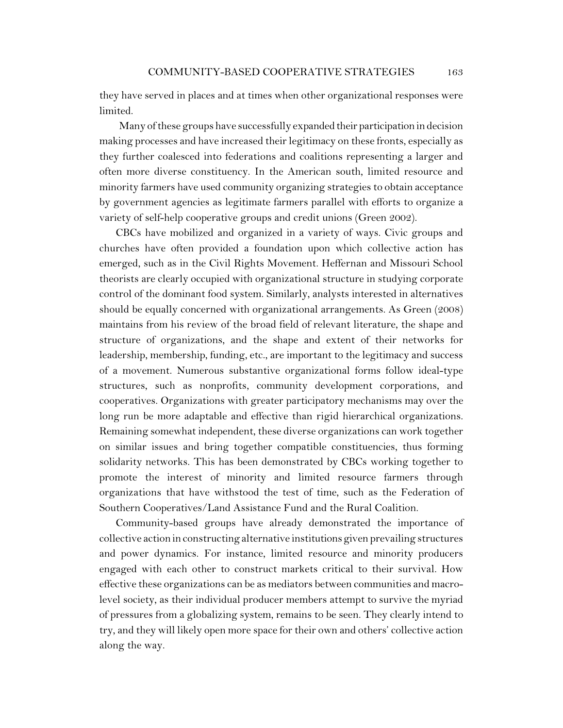they have served in places and at times when other organizational responses were limited.

Many of these groups have successfully expanded their participation in decision making processes and have increased their legitimacy on these fronts, especially as they further coalesced into federations and coalitions representing a larger and often more diverse constituency. In the American south, limited resource and minority farmers have used community organizing strategies to obtain acceptance by government agencies as legitimate farmers parallel with efforts to organize a variety of self-help cooperative groups and credit unions (Green 2002).

CBCs have mobilized and organized in a variety of ways. Civic groups and churches have often provided a foundation upon which collective action has emerged, such as in the Civil Rights Movement. Heffernan and Missouri School theorists are clearly occupied with organizational structure in studying corporate control of the dominant food system. Similarly, analysts interested in alternatives should be equally concerned with organizational arrangements. As Green (2008) maintains from his review of the broad field of relevant literature, the shape and structure of organizations, and the shape and extent of their networks for leadership, membership, funding, etc., are important to the legitimacy and success of a movement. Numerous substantive organizational forms follow ideal-type structures, such as nonprofits, community development corporations, and cooperatives. Organizations with greater participatory mechanisms may over the long run be more adaptable and effective than rigid hierarchical organizations. Remaining somewhat independent, these diverse organizations can work together on similar issues and bring together compatible constituencies, thus forming solidarity networks. This has been demonstrated by CBCs working together to promote the interest of minority and limited resource farmers through organizations that have withstood the test of time, such as the Federation of Southern Cooperatives/Land Assistance Fund and the Rural Coalition.

Community-based groups have already demonstrated the importance of collective action in constructing alternative institutions given prevailing structures and power dynamics. For instance, limited resource and minority producers engaged with each other to construct markets critical to their survival. How effective these organizations can be as mediators between communities and macro-level society, as their individual producer members attempt to survive the myriad of pressures from a globalizing system, remains to be seen. They clearly intend to try, and they will likely open more space for their own and others' collective action along the way.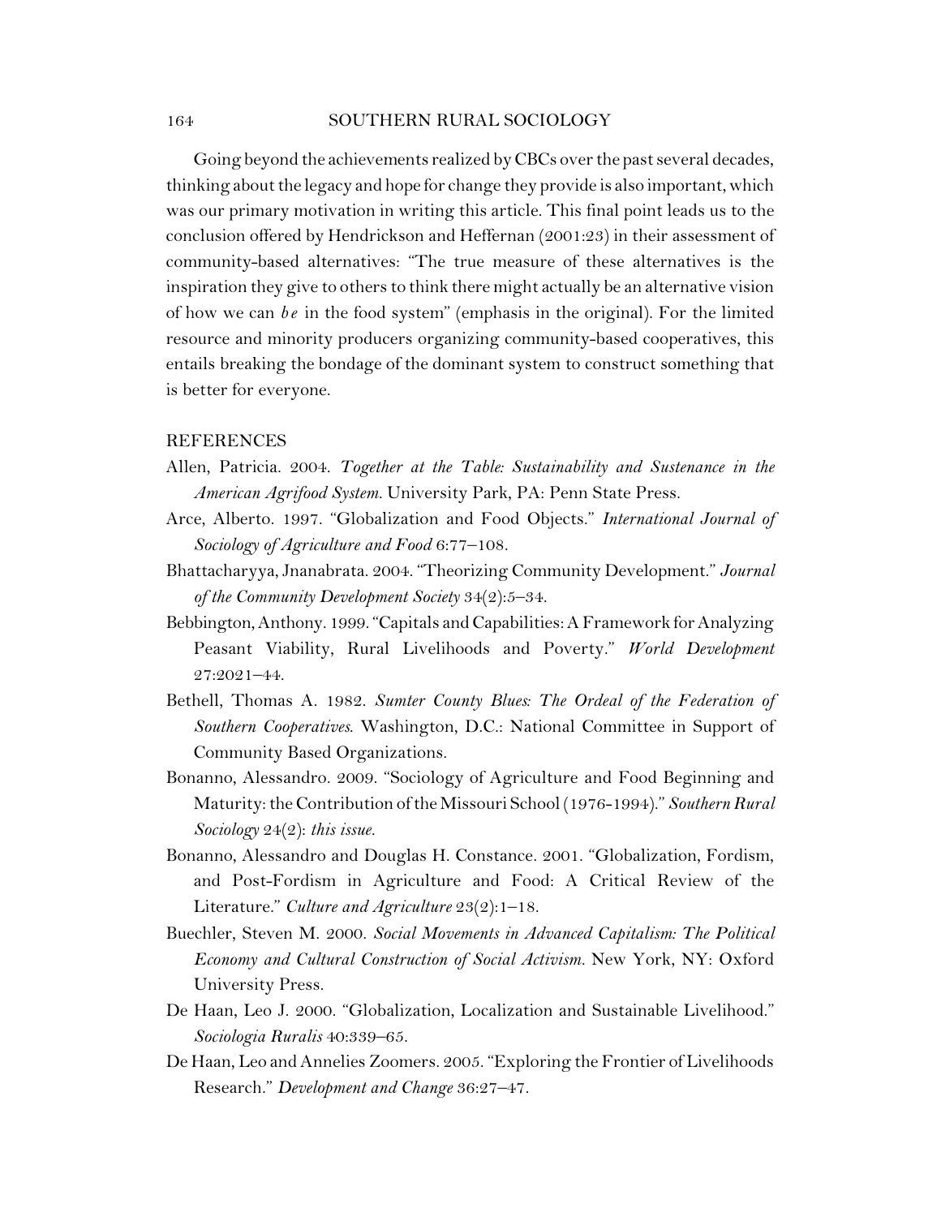Going beyond the achievements realized by CBCs over the past several decades, thinking about the legacy and hope for change they provide is also important, which was our primary motivation in writing this article. This final point leads us to the conclusion offered by Hendrickson and Heffernan (2001:23) in their assessment of community-based alternatives: "The true measure of these alternatives is the inspiration they give to others to think there might actually be an alternative vision of how we can *be* in the food system" (emphasis in the original). For the limited resource and minority producers organizing community-based cooperatives, this entails breaking the bondage of the dominant system to construct something that is better for everyone.

## REFERENCES

Allen, Patricia. 2004. *Together at the Table: Sustainability and Sustenance in the American Agrifood System.* University Park, PA: Penn State Press.

Arce, Alberto. 1997. "Globalization and Food Objects." *International Journal of Sociology of Agriculture and Food* 6:77–108.

Bhattacharyya, Jnanabrata. 2004. "Theorizing Community Development." *Journal of the Community Development Society* 34(2):5–34.

Bebbington, Anthony. 1999. "Capitals and Capabilities: A Framework for Analyzing Peasant Viability, Rural Livelihoods and Poverty." *World Development* 27:2021–44.

Bethell, Thomas A. 1982. *Sumter County Blues: The Ordeal of the Federation of Southern Cooperatives.* Washington, D.C.: National Committee in Support of Community Based Organizations.

Bonanno, Alessandro. 2009. "Sociology of Agriculture and Food Beginning and Maturity: the Contribution of the Missouri School (1976-1994)." *Southern Rural Sociology* 24(2): *this issue.*

Bonanno, Alessandro and Douglas H. Constance. 2001. "Globalization, Fordism, and Post-Fordism in Agriculture and Food: A Critical Review of the Literature." *Culture and Agriculture* 23(2):1–18.

Buechler, Steven M. 2000. *Social Movements in Advanced Capitalism: The Political Economy and Cultural Construction of Social Activism.* New York, NY: Oxford University Press.

De Haan, Leo J. 2000. "Globalization, Localization and Sustainable Livelihood." *Sociologia Ruralis* 40:339–65.

De Haan, Leo and Annelies Zoomers. 2005. "Exploring the Frontier of Livelihoods Research." *Development and Change* 36:27–47.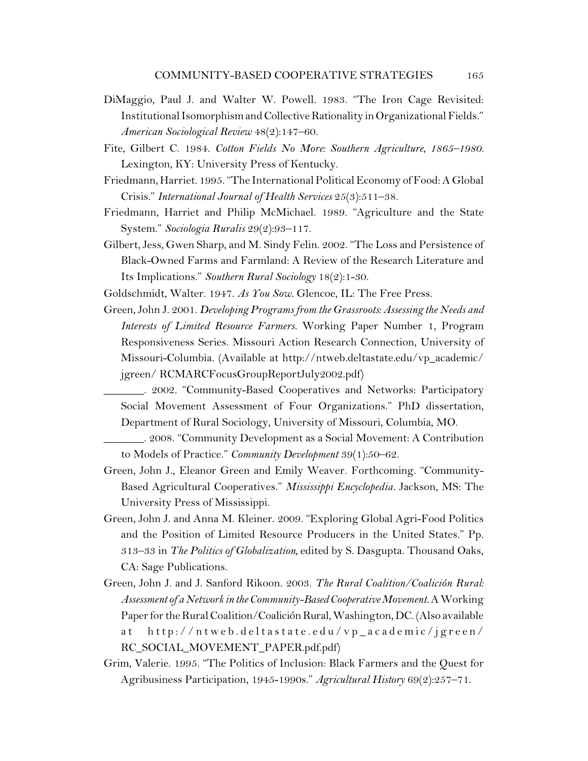DiMaggio, Paul J. and Walter W. Powell. 1983. "The Iron Cage Revisited: Institutional Isomorphism and Collective Rationality in Organizational Fields." *American Sociological Review* 48(2):147–60.

Fite, Gilbert C. 1984. *Cotton Fields No More: Southern Agriculture, 1865–1980*. Lexington, KY: University Press of Kentucky.

Friedmann, Harriet. 1995. "The International Political Economy of Food: A Global Crisis." *International Journal of Health Services* 25(3):511–38.

Friedmann, Harriet and Philip McMichael. 1989. "Agriculture and the State System." *Sociologia Ruralis* 29(2):93–117.

Gilbert, Jess, Gwen Sharp, and M. Sindy Felin. 2002. "The Loss and Persistence of Black-Owned Farms and Farmland: A Review of the Research Literature and Its Implications." *Southern Rural Sociology* 18(2):1-30.

Goldschmidt, Walter. 1947. *As You Sow*. Glencoe, IL: The Free Press.

Green, John J. 2001. *Developing Programs from the Grassroots: Assessing the Needs and Interests of Limited Resource Farmers*. Working Paper Number 1, Program Responsiveness Series. Missouri Action Research Connection, University of Missouri-Columbia. (Available at http://ntweb.deltastate.edu/vp_academic/jgreen/ RCMARCFocusGroupReportJuly2002.pdf)

_______. 2002. "Community-Based Cooperatives and Networks: Participatory Social Movement Assessment of Four Organizations." PhD dissertation, Department of Rural Sociology, University of Missouri, Columbia, MO.

_______. 2008. "Community Development as a Social Movement: A Contribution to Models of Practice." *Community Development* 39(1):50–62.

Green, John J., Eleanor Green and Emily Weaver. Forthcoming. "Community-Based Agricultural Cooperatives." *Mississippi Encyclopedia*. Jackson, MS: The University Press of Mississippi.

Green, John J. and Anna M. Kleiner. 2009. "Exploring Global Agri-Food Politics and the Position of Limited Resource Producers in the United States." Pp. 313–33 in *The Politics of Globalization*, edited by S. Dasgupta. Thousand Oaks, CA: Sage Publications.

Green, John J. and J. Sanford Rikoon. 2003. *The Rural Coalition/Coalición Rural: Assessment of a Network in the Community-Based Cooperative Movement*. A Working Paper for the Rural Coalition/Coalición Rural, Washington, DC. (Also available at http://ntweb.deltastate.edu/vp_academic/jgreen/RC_SOCIAL_MOVEMENT_PAPER.pdf.pdf)

Grim, Valerie. 1995. "The Politics of Inclusion: Black Farmers and the Quest for Agribusiness Participation, 1945-1990s." *Agricultural History* 69(2):257–71.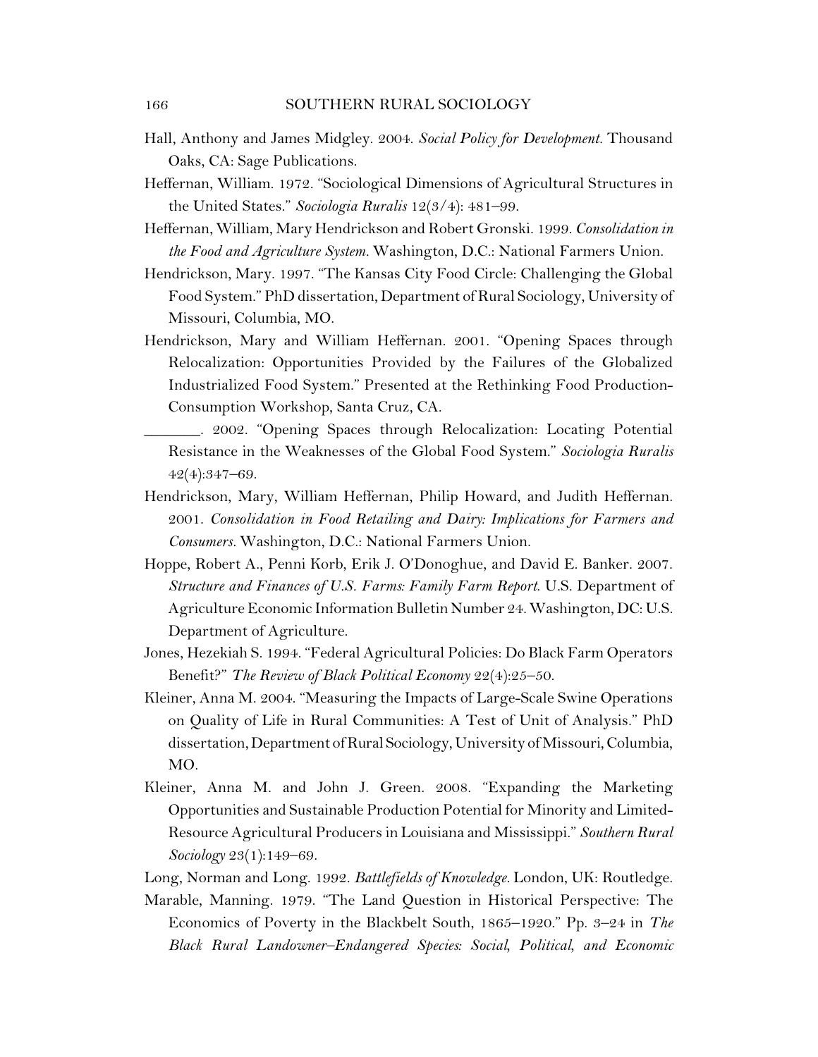Hall, Anthony and James Midgley. 2004. *Social Policy for Development.* Thousand Oaks, CA: Sage Publications.

Heffernan, William. 1972. "Sociological Dimensions of Agricultural Structures in the United States." *Sociologia Ruralis* 12(3/4): 481–99.

Heffernan, William, Mary Hendrickson and Robert Gronski. 1999. *Consolidation in the Food and Agriculture System.* Washington, D.C.: National Farmers Union.

Hendrickson, Mary. 1997. "The Kansas City Food Circle: Challenging the Global Food System." PhD dissertation, Department of Rural Sociology, University of Missouri, Columbia, MO.

Hendrickson, Mary and William Heffernan. 2001. "Opening Spaces through Relocalization: Opportunities Provided by the Failures of the Globalized Industrialized Food System." Presented at the Rethinking Food Production-Consumption Workshop, Santa Cruz, CA.

_______. 2002. "Opening Spaces through Relocalization: Locating Potential Resistance in the Weaknesses of the Global Food System." *Sociologia Ruralis* 42(4):347–69.

Hendrickson, Mary, William Heffernan, Philip Howard, and Judith Heffernan. 2001. *Consolidation in Food Retailing and Dairy: Implications for Farmers and Consumers.* Washington, D.C.: National Farmers Union.

Hoppe, Robert A., Penni Korb, Erik J. O'Donoghue, and David E. Banker. 2007. *Structure and Finances of U.S. Farms: Family Farm Report.* U.S. Department of Agriculture Economic Information Bulletin Number 24. Washington, DC: U.S. Department of Agriculture.

Jones, Hezekiah S. 1994. "Federal Agricultural Policies: Do Black Farm Operators Benefit?" *The Review of Black Political Economy* 22(4):25–50.

Kleiner, Anna M. 2004. "Measuring the Impacts of Large-Scale Swine Operations on Quality of Life in Rural Communities: A Test of Unit of Analysis." PhD dissertation, Department of Rural Sociology, University of Missouri, Columbia, MO.

Kleiner, Anna M. and John J. Green. 2008. "Expanding the Marketing Opportunities and Sustainable Production Potential for Minority and Limited-Resource Agricultural Producers in Louisiana and Mississippi." *Southern Rural Sociology* 23(1):149–69.

Long, Norman and Long. 1992. *Battlefields of Knowledge.* London, UK: Routledge.

Marable, Manning. 1979. "The Land Question in Historical Perspective: The Economics of Poverty in the Blackbelt South, 1865–1920." Pp. 3–24 in *The Black Rural Landowner–Endangered Species: Social, Political, and Economic*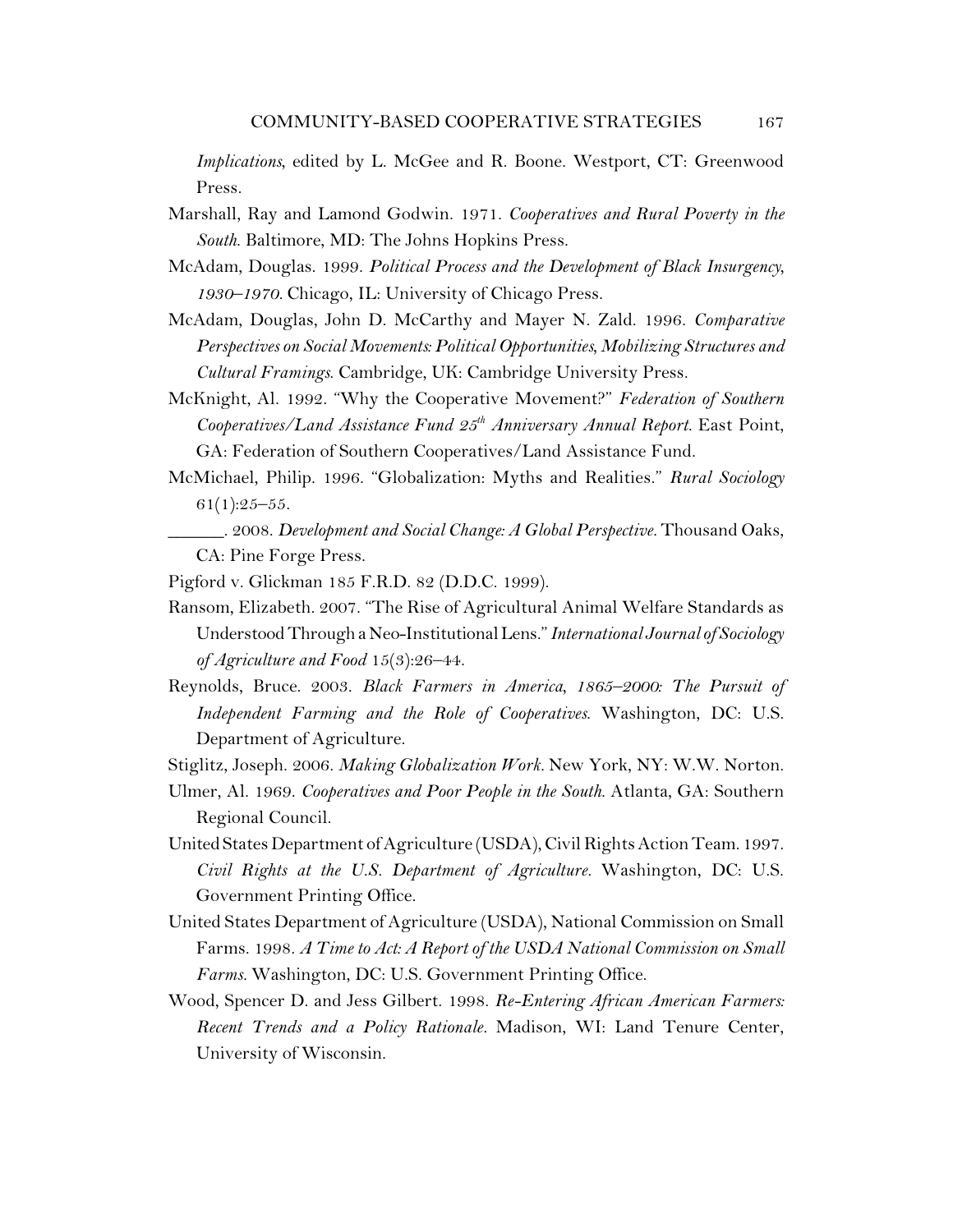*Implications*, edited by L. McGee and R. Boone. Westport, CT: Greenwood Press.

Marshall, Ray and Lamond Godwin. 1971. *Cooperatives and Rural Poverty in the South*. Baltimore, MD: The Johns Hopkins Press.

McAdam, Douglas. 1999. *Political Process and the Development of Black Insurgency, 1930–1970*. Chicago, IL: University of Chicago Press.

McAdam, Douglas, John D. McCarthy and Mayer N. Zald. 1996. *Comparative Perspectives on Social Movements: Political Opportunities, Mobilizing Structures and Cultural Framings*. Cambridge, UK: Cambridge University Press.

McKnight, Al. 1992. "Why the Cooperative Movement?" *Federation of Southern Cooperatives/Land Assistance Fund 25th Anniversary Annual Report*. East Point, GA: Federation of Southern Cooperatives/Land Assistance Fund.

McMichael, Philip. 1996. "Globalization: Myths and Realities." *Rural Sociology* 61(1):25–55.

______. 2008. *Development and Social Change: A Global Perspective*. Thousand Oaks, CA: Pine Forge Press.

Pigford v. Glickman 185 F.R.D. 82 (D.D.C. 1999).

Ransom, Elizabeth. 2007. "The Rise of Agricultural Animal Welfare Standards as Understood Through a Neo-Institutional Lens." *International Journal of Sociology of Agriculture and Food* 15(3):26–44.

Reynolds, Bruce. 2003. *Black Farmers in America, 1865–2000: The Pursuit of Independent Farming and the Role of Cooperatives*. Washington, DC: U.S. Department of Agriculture.

Stiglitz, Joseph. 2006. *Making Globalization Work*. New York, NY: W.W. Norton.

Ulmer, Al. 1969. *Cooperatives and Poor People in the South*. Atlanta, GA: Southern Regional Council.

United States Department of Agriculture (USDA), Civil Rights Action Team. 1997. *Civil Rights at the U.S. Department of Agriculture*. Washington, DC: U.S. Government Printing Office.

United States Department of Agriculture (USDA), National Commission on Small Farms. 1998. *A Time to Act: A Report of the USDA National Commission on Small Farms*. Washington, DC: U.S. Government Printing Office.

Wood, Spencer D. and Jess Gilbert. 1998. *Re-Entering African American Farmers: Recent Trends and a Policy Rationale*. Madison, WI: Land Tenure Center, University of Wisconsin.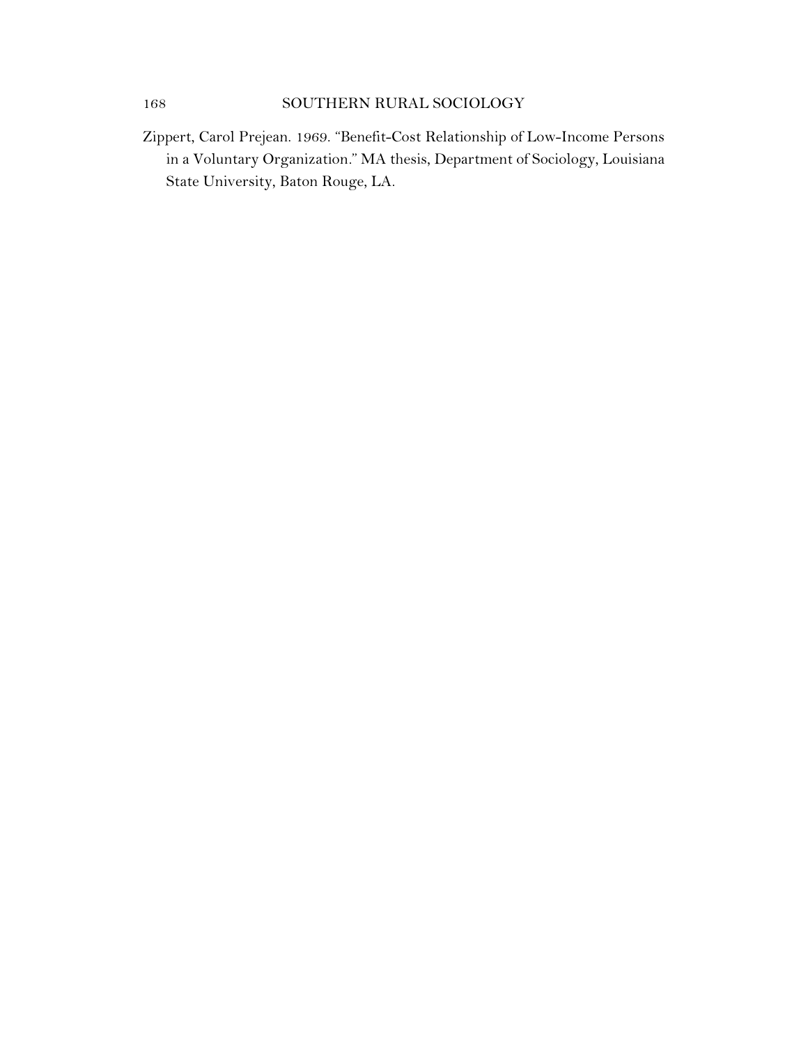Zippert, Carol Prejean. 1969. "Benefit-Cost Relationship of Low-Income Persons in a Voluntary Organization." MA thesis, Department of Sociology, Louisiana State University, Baton Rouge, LA.